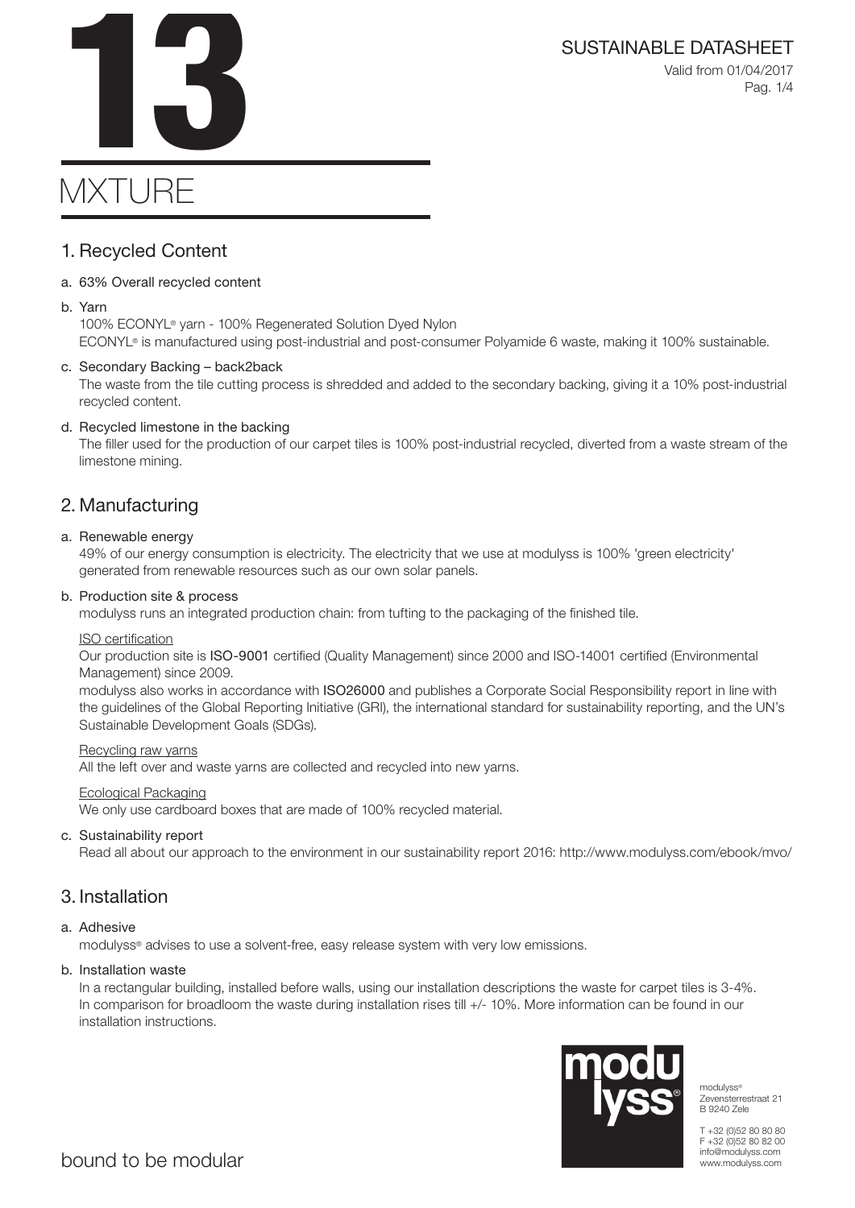# 13

# MXTURE

SUSTAINABLE DATASHEET

Valid from 01/04/2017

## 1. Recycled Content

a. 63% Overall recycled content

b. Yarn

100% ECONYL® yarn - 100% Regenerated Solution Dyed Nylon

ECONYL® is manufactured using post-industrial and post-consumer Polyamide 6 waste, making it 100% sustainable.

c. Secondary Backing – back2back

The waste from the tile cutting process is shredded and added to the secondary backing, giving it a 10% post-industrial recycled content.

d. Recycled limestone in the backing

The filler used for the production of our carpet tiles is 100% post-industrial recycled, diverted from a waste stream of the limestone mining.

## 2. Manufacturing

a. Renewable energy

49% of our energy consumption is electricity. The electricity that we use at modulyss is 100% 'green electricity' generated from renewable resources such as our own solar panels.

b. Production site & process

modulyss runs an integrated production chain: from tufting to the packaging of the finished tile.

ISO certification

Our production site is **ISO-9001** certified (Quality Management) since 2000 and ISO-14001 certified (Environmental Management) since 2009.

modulyss also works in accordance with **ISO26000** and publishes a Corporate Social Responsibility report in line with the guidelines of the Global Reporting Initiative (GRI), the international standard for sustainability reporting, and the UN's Sustainable Development Goals (SDGs).

Recycling raw yarns

All the left over and waste yarns are collected and recycled into new yarns.

Ecological Packaging

We only use cardboard boxes that are made of 100% recycled material.

c. Sustainability report

Read all about our approach to the environment in our sustainability report 2016: http://www.modulyss.com/ebook/mvo/

## 3. Installation

a. Adhesive

modulyss® advises to use a solvent-free, easy release system with very low emissions.

b. Installation waste

In a rectangular building, installed before walls, using our installation descriptions the waste for carpet tiles is 3-4%. In comparison for broadloom the waste during installation rises till +/- 10%. More information can be found in our installation instructions.

modulyss®
Zevensterrestraat 21
B 9240 Zele

T +32 (0)52 80 80 80
F +32 (0)52 80 82 00
info@modulyss.com
www.modulyss.com

bound to be modular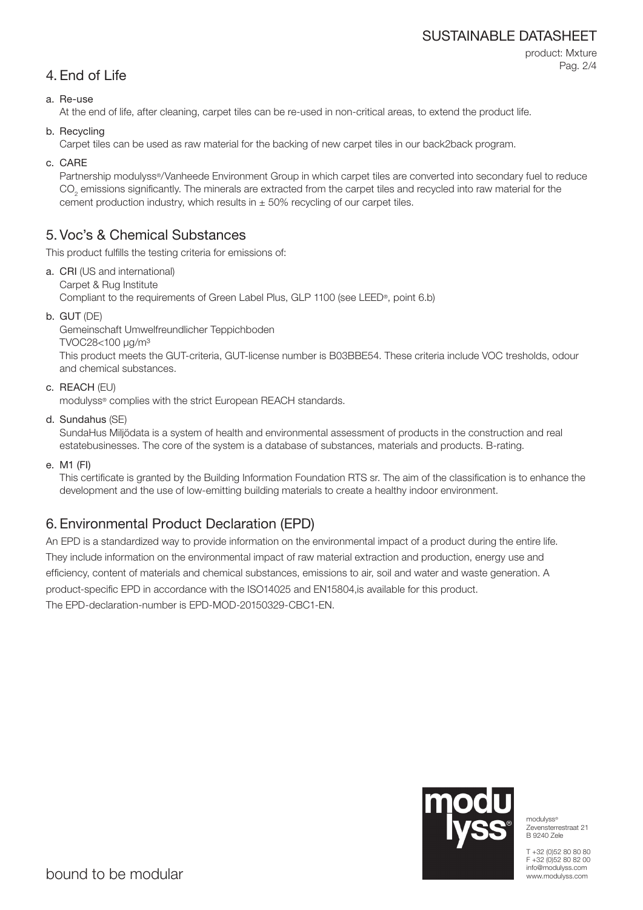## 4. End of Life

a. Re-use

At the end of life, after cleaning, carpet tiles can be re-used in non-critical areas, to extend the product life.

b. Recycling

Carpet tiles can be used as raw material for the backing of new carpet tiles in our back2back program.

c. CARE

Partnership modulyss®/Vanheede Environment Group in which carpet tiles are converted into secondary fuel to reduce $CO_2$ emissions significantly. The minerals are extracted from the carpet tiles and recycled into raw material for the cement production industry, which results in ± 50% recycling of our carpet tiles.

## 5. Voc's & Chemical Substances

This product fulfills the testing criteria for emissions of:

a. **CRI** (US and international)
Carpet & Rug Institute
Compliant to the requirements of Green Label Plus, GLP 1100 (see LEED®, point 6.b)

b. **GUT** (DE)
Gemeinschaft Umwelfreundlicher Teppichboden
TVOC28<100 µg/m³
This product meets the GUT-criteria, GUT-license number is B03BBE54. These criteria include VOC tresholds, odour and chemical substances.

c. **REACH** (EU)
modulyss® complies with the strict European REACH standards.

d. **Sundahus** (SE)
SundaHus Miljödata is a system of health and environmental assessment of products in the construction and real estatebusinesses. The core of the system is a database of substances, materials and products. B-rating.

e. **M1 (FI)**
This certificate is granted by the Building Information Foundation RTS sr. The aim of the classification is to enhance the development and the use of low-emitting building materials to create a healthy indoor environment.

## 6. Environmental Product Declaration (EPD)

An EPD is a standardized way to provide information on the environmental impact of a product during the entire life. They include information on the environmental impact of raw material extraction and production, energy use and efficiency, content of materials and chemical substances, emissions to air, soil and water and waste generation. A product-specific EPD in accordance with the ISO14025 and EN15804,is available for this product.
The EPD-declaration-number is EPD-MOD-20150329-CBC1-EN.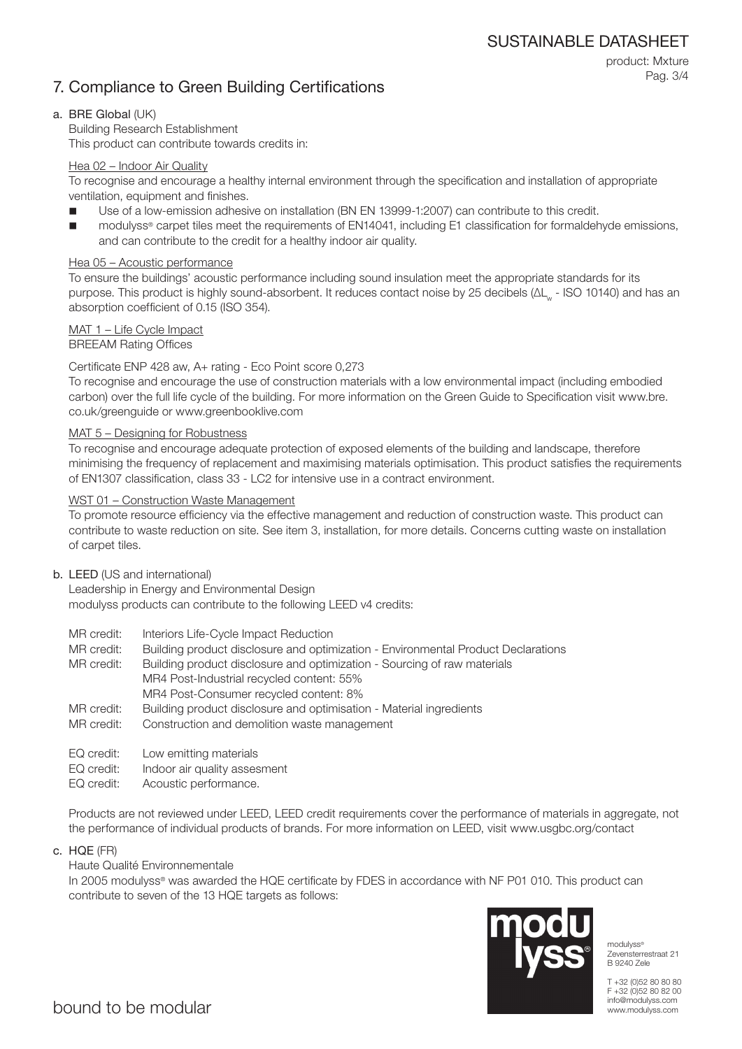## 7. Compliance to Green Building Certifications

### a. BRE Global (UK)

Building Research Establishment
This product can contribute towards credits in:

Hea 02 – Indoor Air Quality

To recognise and encourage a healthy internal environment through the specification and installation of appropriate ventilation, equipment and finishes.

- Use of a low-emission adhesive on installation (BN EN 13999-1:2007) can contribute to this credit.
- modulyss® carpet tiles meet the requirements of EN14041, including E1 classification for formaldehyde emissions, and can contribute to the credit for a healthy indoor air quality.

Hea 05 – Acoustic performance

To ensure the buildings' acoustic performance including sound insulation meet the appropriate standards for its purpose. This product is highly sound-absorbent. It reduces contact noise by 25 decibels ($\Delta L_w$ - ISO 10140) and has an absorption coefficient of 0.15 (ISO 354).

MAT 1 – Life Cycle Impact
BREEAM Rating Offices

Certificate ENP 428 aw, A+ rating - Eco Point score 0,273

To recognise and encourage the use of construction materials with a low environmental impact (including embodied carbon) over the full life cycle of the building. For more information on the Green Guide to Specification visit www.bre.co.uk/greenguide or www.greenbooklive.com

MAT 5 – Designing for Robustness

To recognise and encourage adequate protection of exposed elements of the building and landscape, therefore minimising the frequency of replacement and maximising materials optimisation. This product satisfies the requirements of EN1307 classification, class 33 - LC2 for intensive use in a contract environment.

WST 01 – Construction Waste Management

To promote resource efficiency via the effective management and reduction of construction waste. This product can contribute to waste reduction on site. See item 3, installation, for more details. Concerns cutting waste on installation of carpet tiles.

### b. LEED (US and international)

Leadership in Energy and Environmental Design
modulyss products can contribute to the following LEED v4 credits:

| | |
|---|---|
| MR credit: | Interiors Life-Cycle Impact Reduction |
| MR credit: | Building product disclosure and optimization - Environmental Product Declarations |
| MR credit: | Building product disclosure and optimization - Sourcing of raw materials<br>MR4 Post-Industrial recycled content: 55%<br>MR4 Post-Consumer recycled content: 8% |
| MR credit: | Building product disclosure and optimisation - Material ingredients |
| MR credit: | Construction and demolition waste management |
| EQ credit: | Low emitting materials |
| EQ credit: | Indoor air quality assesment |
| EQ credit: | Acoustic performance. |

Products are not reviewed under LEED, LEED credit requirements cover the performance of materials in aggregate, not the performance of individual products of brands. For more information on LEED, visit www.usgbc.org/contact

### c. HQE (FR)

Haute Qualité Environnementale

In 2005 modulyss® was awarded the HQE certificate by FDES in accordance with NF P01 010. This product can contribute to seven of the 13 HQE targets as follows: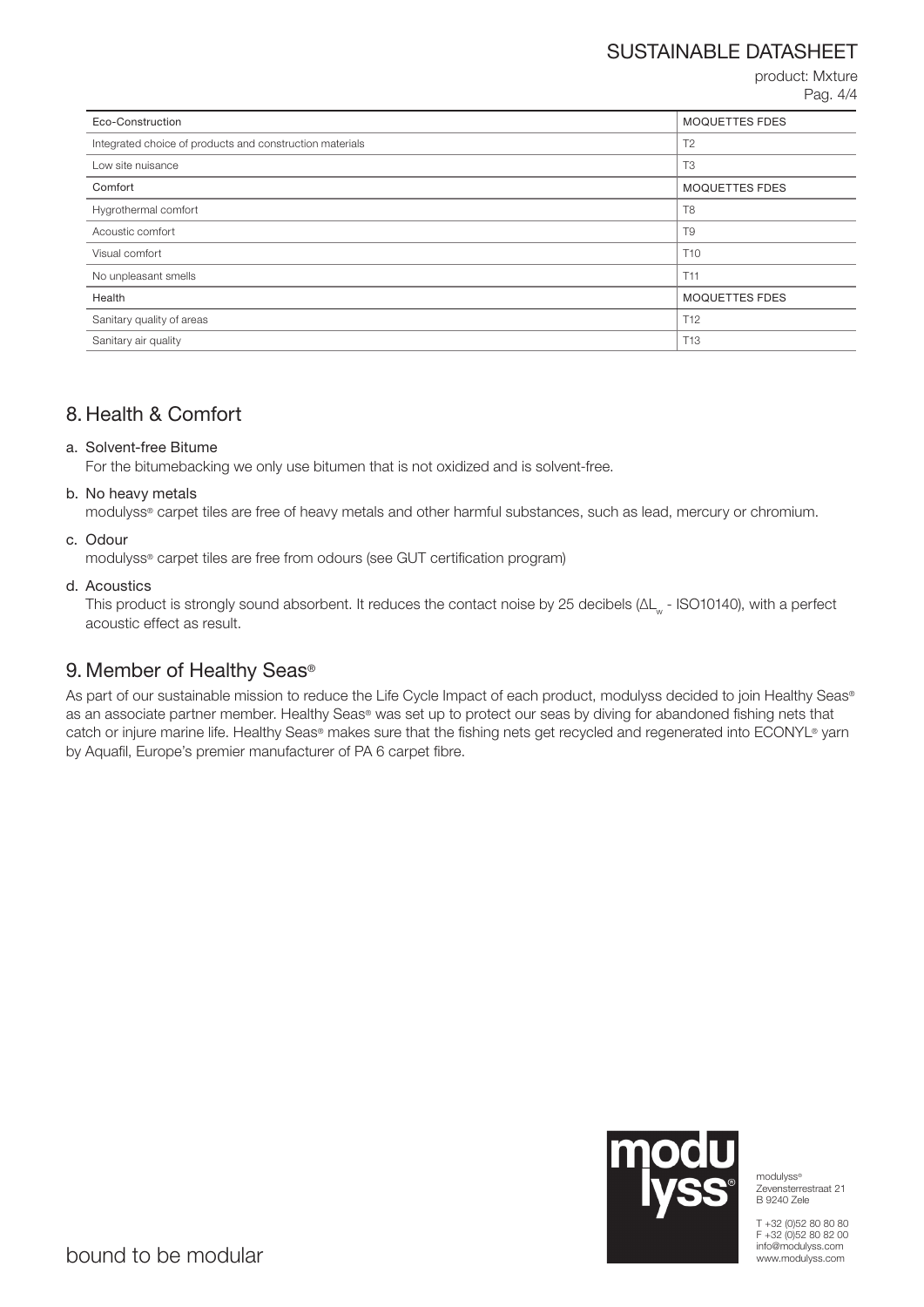| Eco-Construction | MOQUETTES FDES |
| --- | --- |
| Integrated choice of products and construction materials | T2 |
| Low site nuisance | T3 |
| Comfort | MOQUETTES FDES |
| Hygrothermal comfort | T8 |
| Acoustic comfort | T9 |
| Visual comfort | T10 |
| No unpleasant smells | T11 |
| Health | MOQUETTES FDES |
| Sanitary quality of areas | T12 |
| Sanitary air quality | T13 |

## 8. Health & Comfort

a. Solvent-free Bitume

For the bitumebacking we only use bitumen that is not oxidized and is solvent-free.

b. No heavy metals

modulyss® carpet tiles are free of heavy metals and other harmful substances, such as lead, mercury or chromium.

c. Odour

modulyss® carpet tiles are free from odours (see GUT certification program)

d. Acoustics

This product is strongly sound absorbent. It reduces the contact noise by 25 decibels ($\Delta L_w$ - ISO10140), with a perfect acoustic effect as result.

## 9. Member of Healthy Seas®

As part of our sustainable mission to reduce the Life Cycle Impact of each product, modulyss decided to join Healthy Seas® as an associate partner member. Healthy Seas® was set up to protect our seas by diving for abandoned fishing nets that catch or injure marine life. Healthy Seas® makes sure that the fishing nets get recycled and regenerated into ECONYL® yarn by Aquafil, Europe's premier manufacturer of PA 6 carpet fibre.

modulyss®
Zevensterrestraat 21
B 9240 Zele

T +32 (0)52 80 80 80
F +32 (0)52 80 82 00
info@modulyss.com
www.modulyss.com

bound to be modular